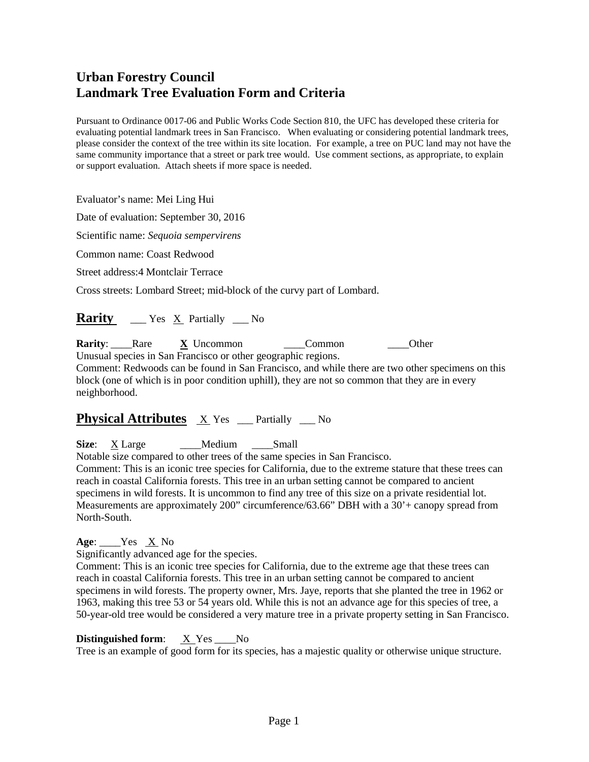# Urban Forestry Council
# Landmark Tree Evaluation Form and Criteria

Pursuant to Ordinance 0017-06 and Public Works Code Section 810, the UFC has developed these criteria for evaluating potential landmark trees in San Francisco. When evaluating or considering potential landmark trees, please consider the context of the tree within its site location. For example, a tree on PUC land may not have the same community importance that a street or park tree would. Use comment sections, as appropriate, to explain or support evaluation. Attach sheets if more space is needed.

Evaluator's name: Mei Ling Hui

Date of evaluation: September 30, 2016

Scientific name: *Sequoia sempervirens*

Common name: Coast Redwood

Street address:4 Montclair Terrace

Cross streets: Lombard Street; mid-block of the curvy part of Lombard.

## Rarity ___ Yes X Partially ___ No

**Rarity**: ____Rare **X** Uncommon ____Common ____Other

Unusual species in San Francisco or other geographic regions.

Comment: Redwoods can be found in San Francisco, and while there are two other specimens on this block (one of which is in poor condition uphill), they are not so common that they are in every neighborhood.

## Physical Attributes X Yes ___ Partially ___ No

**Size**: X Large ____Medium ____Small

Notable size compared to other trees of the same species in San Francisco.

Comment: This is an iconic tree species for California, due to the extreme stature that these trees can reach in coastal California forests. This tree in an urban setting cannot be compared to ancient specimens in wild forests. It is uncommon to find any tree of this size on a private residential lot. Measurements are approximately 200" circumference/63.66" DBH with a 30'+ canopy spread from North-South.

**Age**: ____Yes X No

Significantly advanced age for the species.

Comment: This is an iconic tree species for California, due to the extreme age that these trees can reach in coastal California forests. This tree in an urban setting cannot be compared to ancient specimens in wild forests. The property owner, Mrs. Jaye, reports that she planted the tree in 1962 or 1963, making this tree 53 or 54 years old. While this is not an advance age for this species of tree, a 50-year-old tree would be considered a very mature tree in a private property setting in San Francisco.

**Distinguished form**: X Yes ____No

Tree is an example of good form for its species, has a majestic quality or otherwise unique structure.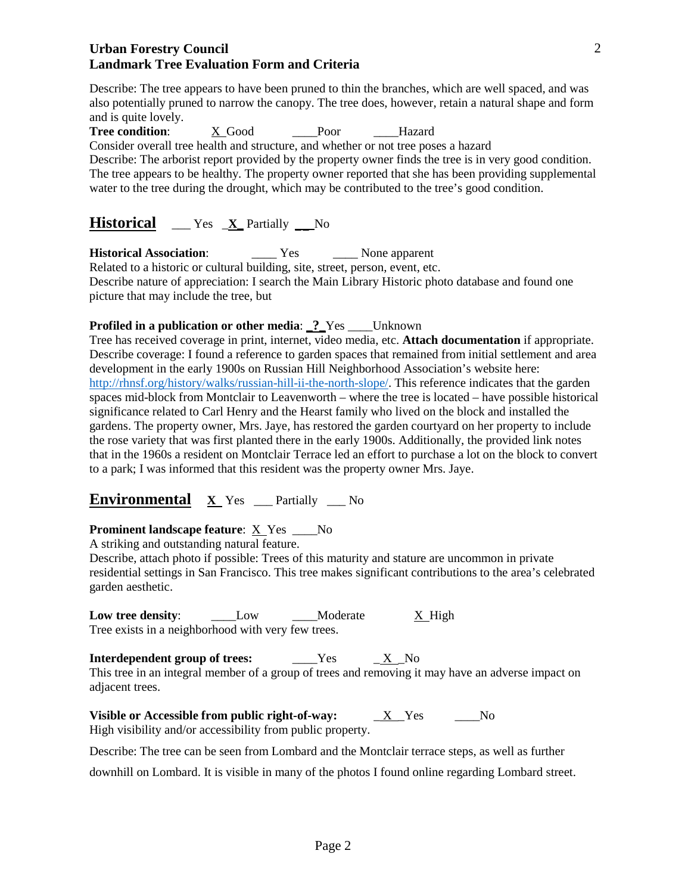Describe: The tree appears to have been pruned to thin the branches, which are well spaced, and was also potentially pruned to narrow the canopy. The tree does, however, retain a natural shape and form and is quite lovely.

**Tree condition**: X Good ____Poor ____Hazard

Consider overall tree health and structure, and whether or not tree poses a hazard

Describe: The arborist report provided by the property owner finds the tree is in very good condition. The tree appears to be healthy. The property owner reported that she has been providing supplemental water to the tree during the drought, which may be contributed to the tree's good condition.

## Historical ___ Yes _**X**_ Partially ___No

**Historical Association**: ____ Yes ____ None apparent

Related to a historic or cultural building, site, street, person, event, etc.

Describe nature of appreciation: I search the Main Library Historic photo database and found one picture that may include the tree, but

**Profiled in a publication or other media**: _**?**_ Yes ____Unknown

Tree has received coverage in print, internet, video media, etc. **Attach documentation** if appropriate.

Describe coverage: I found a reference to garden spaces that remained from initial settlement and area development in the early 1900s on Russian Hill Neighborhood Association's website here: http://rhnsf.org/history/walks/russian-hill-ii-the-north-slope/. This reference indicates that the garden spaces mid-block from Montclair to Leavenworth – where the tree is located – have possible historical significance related to Carl Henry and the Hearst family who lived on the block and installed the gardens. The property owner, Mrs. Jaye, has restored the garden courtyard on her property to include the rose variety that was first planted there in the early 1900s. Additionally, the provided link notes that in the 1960s a resident on Montclair Terrace led an effort to purchase a lot on the block to convert to a park; I was informed that this resident was the property owner Mrs. Jaye.

## Environmental **X** Yes ___ Partially ___ No

**Prominent landscape feature**: X Yes ____No

A striking and outstanding natural feature.

Describe, attach photo if possible: Trees of this maturity and stature are uncommon in private residential settings in San Francisco. This tree makes significant contributions to the area's celebrated garden aesthetic.

**Low tree density**: ____Low ____Moderate X High

Tree exists in a neighborhood with very few trees.

**Interdependent group of trees:** ____Yes _X_No

This tree in an integral member of a group of trees and removing it may have an adverse impact on adjacent trees.

**Visible or Accessible from public right-of-way:** _X_Yes ____No

High visibility and/or accessibility from public property.

Describe: The tree can be seen from Lombard and the Montclair terrace steps, as well as further downhill on Lombard. It is visible in many of the photos I found online regarding Lombard street.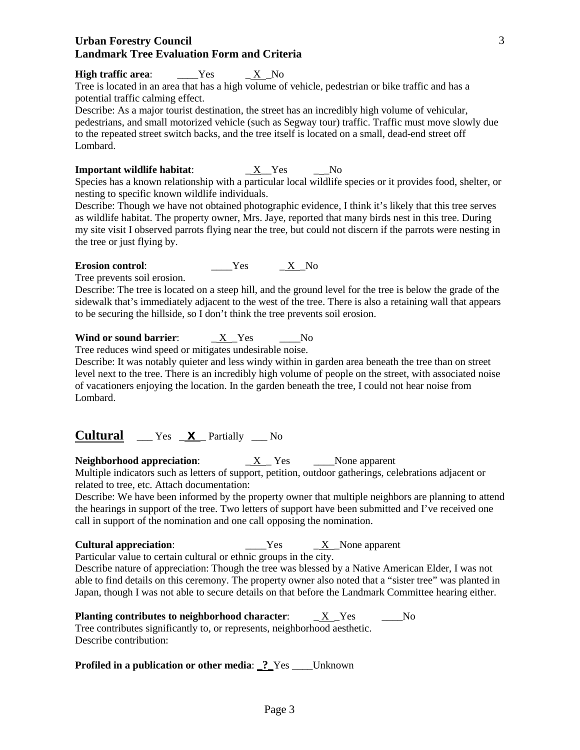**Urban Forestry Council**
**Landmark Tree Evaluation Form and Criteria**

**High traffic area**: ____Yes _X_No

Tree is located in an area that has a high volume of vehicle, pedestrian or bike traffic and has a potential traffic calming effect.

Describe: As a major tourist destination, the street has an incredibly high volume of vehicular, pedestrians, and small motorized vehicle (such as Segway tour) traffic. Traffic must move slowly due to the repeated street switch backs, and the tree itself is located on a small, dead-end street off Lombard.

**Important wildlife habitat**: _X_Yes __No

Species has a known relationship with a particular local wildlife species or it provides food, shelter, or nesting to specific known wildlife individuals.

Describe: Though we have not obtained photographic evidence, I think it's likely that this tree serves as wildlife habitat. The property owner, Mrs. Jaye, reported that many birds nest in this tree. During my site visit I observed parrots flying near the tree, but could not discern if the parrots were nesting in the tree or just flying by.

**Erosion control**: ____Yes _X_No

Tree prevents soil erosion.

Describe: The tree is located on a steep hill, and the ground level for the tree is below the grade of the sidewalk that's immediately adjacent to the west of the tree. There is also a retaining wall that appears to be securing the hillside, so I don't think the tree prevents soil erosion.

**Wind or sound barrier**: _X_Yes ____No

Tree reduces wind speed or mitigates undesirable noise.

Describe: It was notably quieter and less windy within in garden area beneath the tree than on street level next to the tree. There is an incredibly high volume of people on the street, with associated noise of vacationers enjoying the location. In the garden beneath the tree, I could not hear noise from Lombard.

## Cultural ___ Yes _X_ Partially ___ No

**Neighborhood appreciation**: _X_ Yes ____None apparent

Multiple indicators such as letters of support, petition, outdoor gatherings, celebrations adjacent or related to tree, etc. Attach documentation:

Describe: We have been informed by the property owner that multiple neighbors are planning to attend the hearings in support of the tree. Two letters of support have been submitted and I've received one call in support of the nomination and one call opposing the nomination.

**Cultural appreciation**: ____Yes _X_None apparent

Particular value to certain cultural or ethnic groups in the city.

Describe nature of appreciation: Though the tree was blessed by a Native American Elder, I was not able to find details on this ceremony. The property owner also noted that a "sister tree" was planted in Japan, though I was not able to secure details on that before the Landmark Committee hearing either.

**Planting contributes to neighborhood character**: _X_Yes ____No

Tree contributes significantly to, or represents, neighborhood aesthetic.

Describe contribution:

**Profiled in a publication or other media**: _?_Yes ____Unknown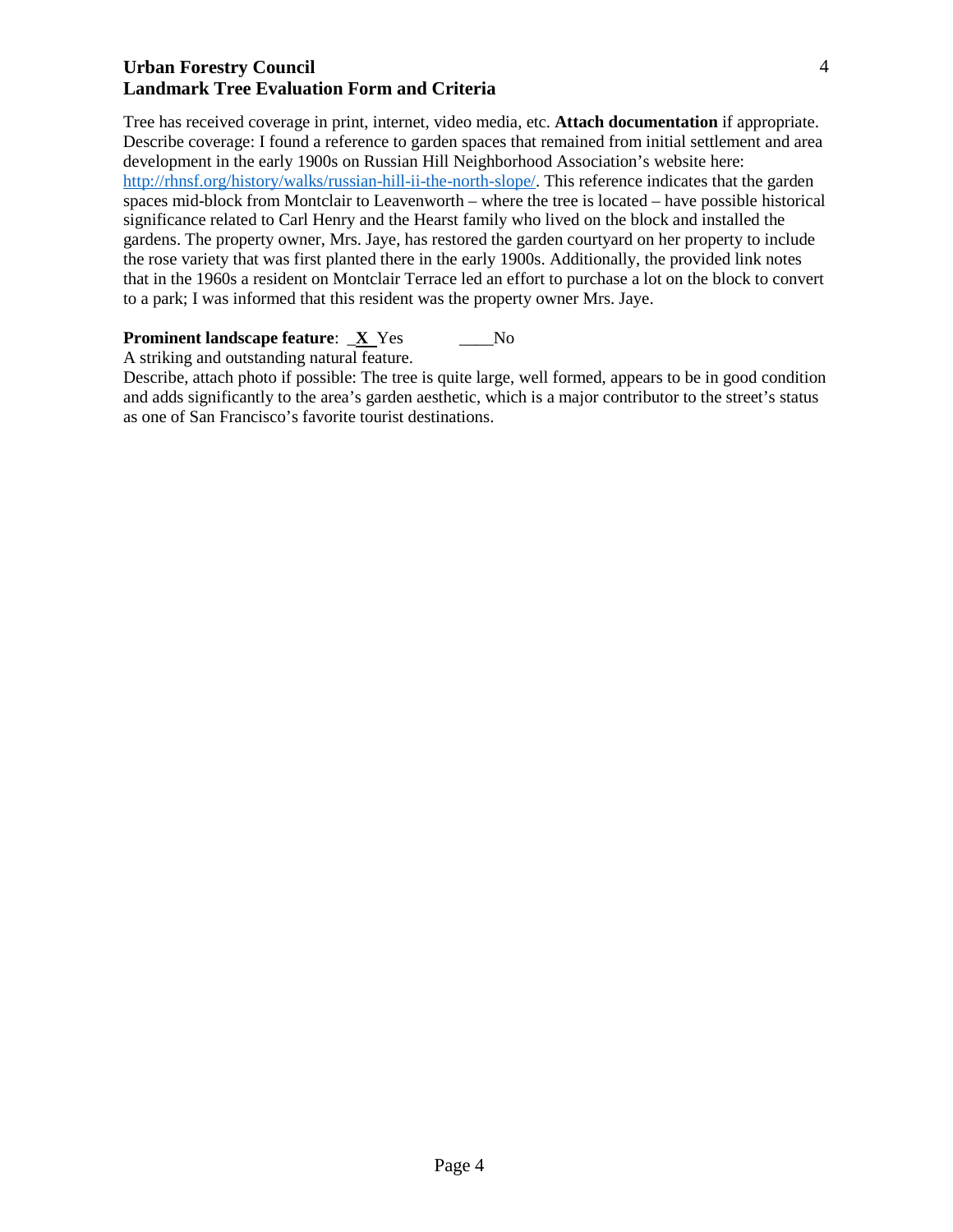**Urban Forestry Council**
**Landmark Tree Evaluation Form and Criteria**

Tree has received coverage in print, internet, video media, etc. **Attach documentation** if appropriate. Describe coverage: I found a reference to garden spaces that remained from initial settlement and area development in the early 1900s on Russian Hill Neighborhood Association's website here: [http://rhnsf.org/history/walks/russian-hill-ii-the-north-slope/](http://rhnsf.org/history/walks/russian-hill-ii-the-north-slope/). This reference indicates that the garden spaces mid-block from Montclair to Leavenworth – where the tree is located – have possible historical significance related to Carl Henry and the Hearst family who lived on the block and installed the gardens. The property owner, Mrs. Jaye, has restored the garden courtyard on her property to include the rose variety that was first planted there in the early 1900s. Additionally, the provided link notes that in the 1960s a resident on Montclair Terrace led an effort to purchase a lot on the block to convert to a park; I was informed that this resident was the property owner Mrs. Jaye.

**Prominent landscape feature**: _X_ Yes ____No
A striking and outstanding natural feature.
Describe, attach photo if possible: The tree is quite large, well formed, appears to be in good condition and adds significantly to the area's garden aesthetic, which is a major contributor to the street's status as one of San Francisco's favorite tourist destinations.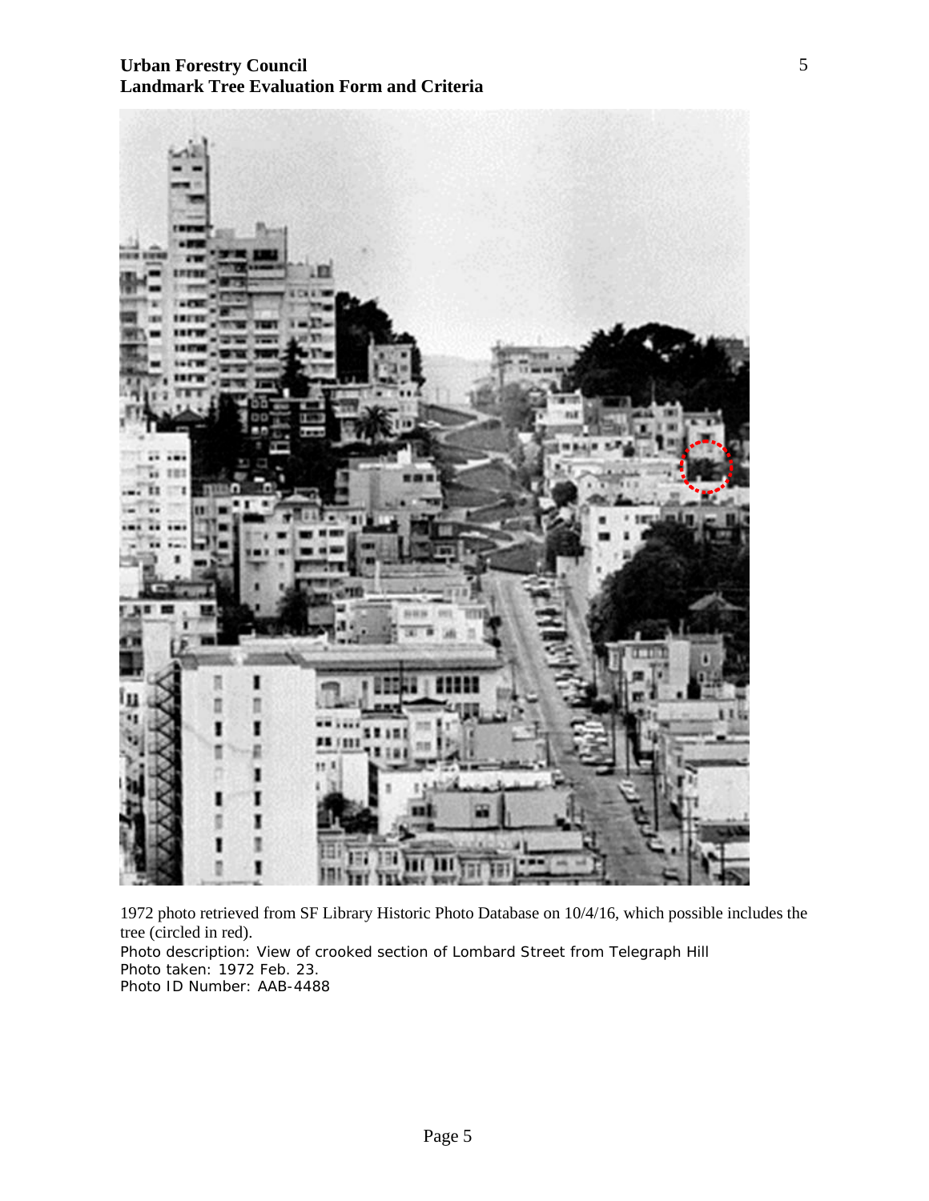1972 photo retrieved from SF Library Historic Photo Database on 10/4/16, which possible includes the tree (circled in red).

Photo description: View of crooked section of Lombard Street from Telegraph Hill

Photo taken: 1972 Feb. 23.

Photo ID Number: AAB-4488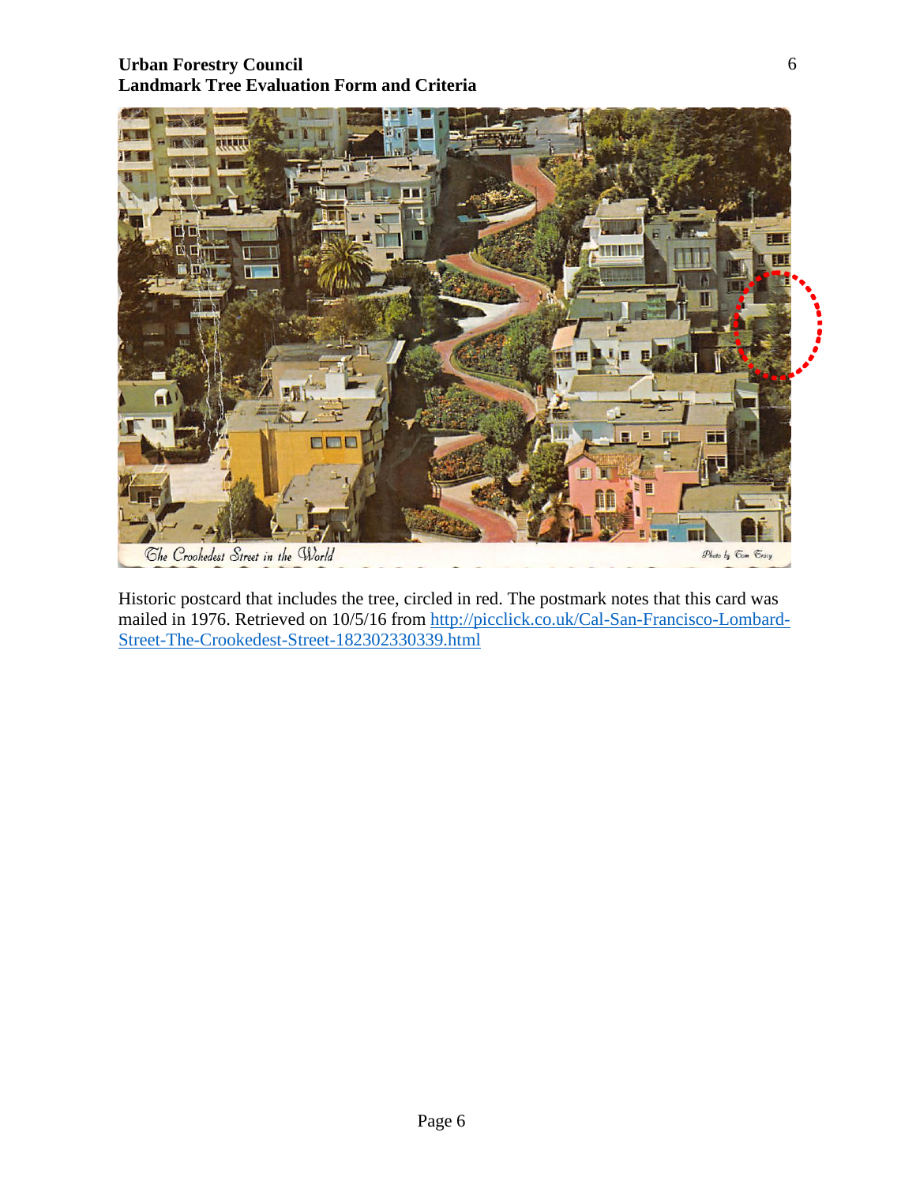Historic postcard that includes the tree, circled in red. The postmark notes that this card was mailed in 1976. Retrieved on 10/5/16 from [http://picclick.co.uk/Cal-San-Francisco-Lombard-Street-The-Crookedest-Street-182302330339.html](http://picclick.co.uk/Cal-San-Francisco-Lombard-Street-The-Crookedest-Street-182302330339.html)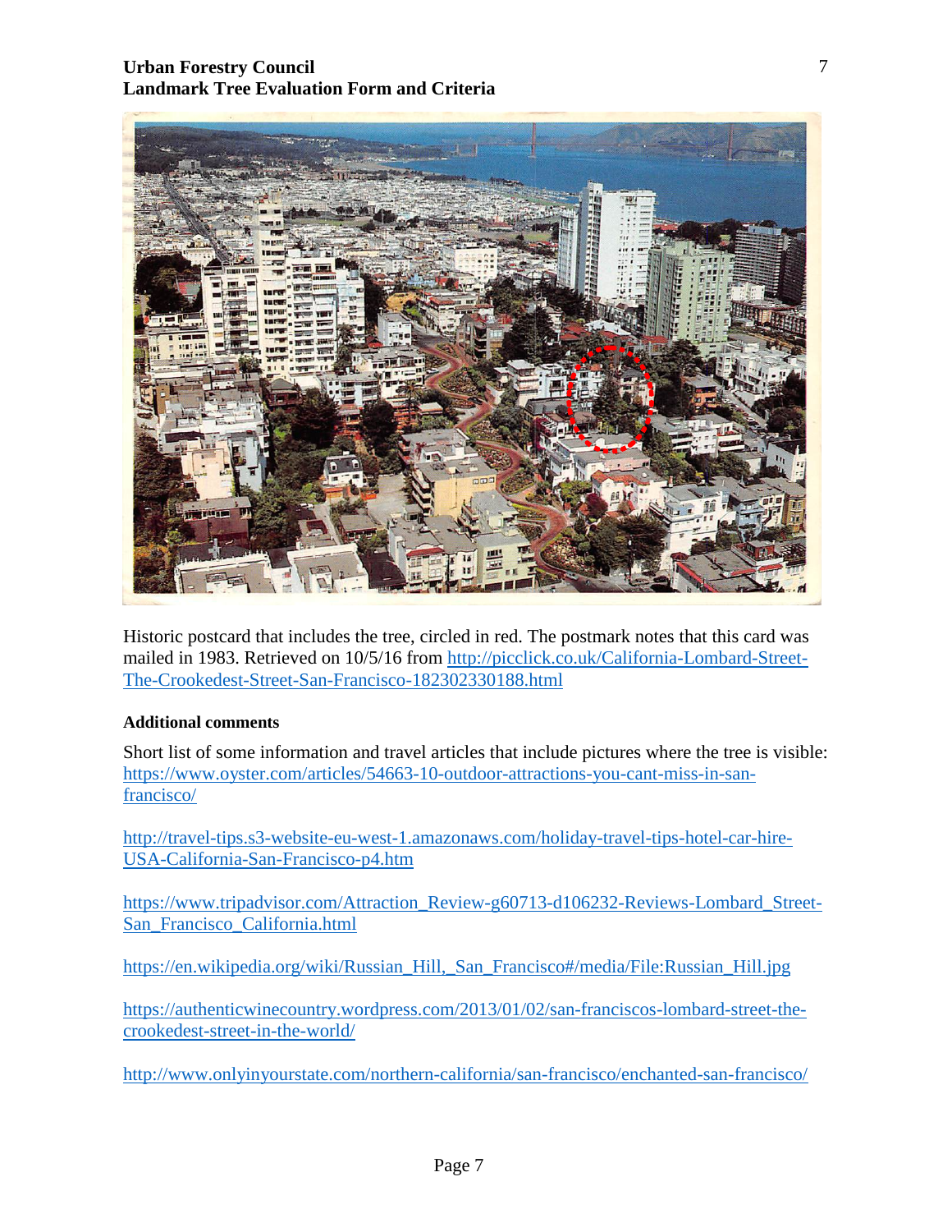Historic postcard that includes the tree, circled in red. The postmark notes that this card was mailed in 1983. Retrieved on 10/5/16 from http://picclick.co.uk/California-Lombard-Street-The-Crookedest-Street-San-Francisco-182302330188.html

**Additional comments**

Short list of some information and travel articles that include pictures where the tree is visible: https://www.oyster.com/articles/54663-10-outdoor-attractions-you-cant-miss-in-san-francisco/

http://travel-tips.s3-website-eu-west-1.amazonaws.com/holiday-travel-tips-hotel-car-hire-USA-California-San-Francisco-p4.htm

https://www.tripadvisor.com/Attraction_Review-g60713-d106232-Reviews-Lombard_Street-San_Francisco_California.html

https://en.wikipedia.org/wiki/Russian_Hill,_San_Francisco#/media/File:Russian_Hill.jpg

https://authenticwinecountry.wordpress.com/2013/01/02/san-franciscos-lombard-street-the-crookedest-street-in-the-world/

http://www.onlyinyourstate.com/northern-california/san-francisco/enchanted-san-francisco/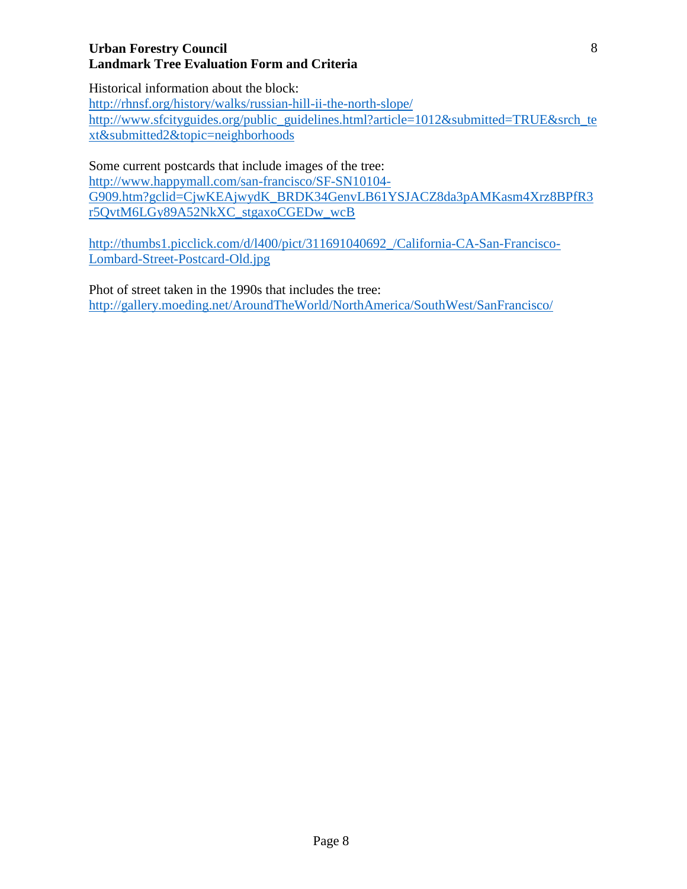Historical information about the block:
http://rhnsf.org/history/walks/russian-hill-ii-the-north-slope/
http://www.sfcityguides.org/public_guidelines.html?article=1012&submitted=TRUE&srch_text&submitted2&topic=neighborhoods

Some current postcards that include images of the tree:
http://www.happymall.com/san-francisco/SF-SN10104-G909.htm?gclid=CjwKEAjwydK_BRDK34GenvLB61YSJACZ8da3pAMKasm4Xrz8BPfR3r5QvtM6LGy89A52NkXC_stgaxoCGEDw_wcB

http://thumbs1.picclick.com/d/l400/pict/311691040692_/California-CA-San-Francisco-Lombard-Street-Postcard-Old.jpg

Phot of street taken in the 1990s that includes the tree:
http://gallery.moeding.net/AroundTheWorld/NorthAmerica/SouthWest/SanFrancisco/